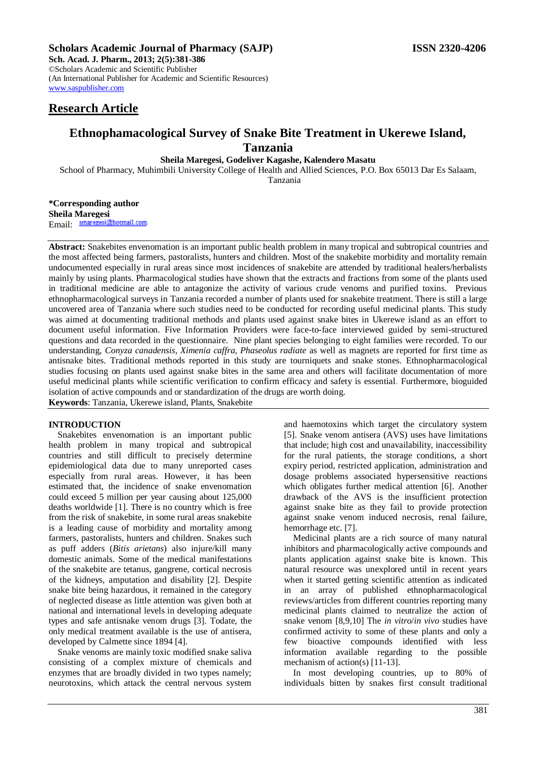**Scholars Academic Journal of Pharmacy (SAJP)** **ISSN 2320-4206**

**Sch. Acad. J. Pharm., 2013; 2(5):381-386**
©Scholars Academic and Scientific Publisher
(An International Publisher for Academic and Scientific Resources)
www.saspublisher.com

## Research Article

# Ethnophamacological Survey of Snake Bite Treatment in Ukerewe Island, Tanzania

**Sheila Maregesi, Godeliver Kagashe, Kalendero Masatu**

School of Pharmacy, Muhimbili University College of Health and Allied Sciences, P.O. Box 65013 Dar Es Salaam, Tanzania

**\*Corresponding author**
**Sheila Maregesi**
Email: smaregesi@hotmail.com

**Abstract:** Snakebites envenomation is an important public health problem in many tropical and subtropical countries and the most affected being farmers, pastoralists, hunters and children. Most of the snakebite morbidity and mortality remain undocumented especially in rural areas since most incidences of snakebite are attended by traditional healers/herbalists mainly by using plants. Pharmacological studies have shown that the extracts and fractions from some of the plants used in traditional medicine are able to antagonize the activity of various crude venoms and purified toxins. Previous ethnopharmacological surveys in Tanzania recorded a number of plants used for snakebite treatment. There is still a large uncovered area of Tanzania where such studies need to be conducted for recording useful medicinal plants. This study was aimed at documenting traditional methods and plants used against snake bites in Ukerewe island as an effort to document useful information. Five Information Providers were face-to-face interviewed guided by semi-structured questions and data recorded in the questionnaire. Nine plant species belonging to eight families were recorded. To our understanding, *Conyza canadensis*, *Ximenia caffra*, *Phaseolus radiate* as well as magnets are reported for first time as antisnake bites. Traditional methods reported in this study are tourniquets and snake stones. Ethnopharmacological studies focusing on plants used against snake bites in the same area and others will facilitate documentation of more useful medicinal plants while scientific verification to confirm efficacy and safety is essential. Furthermore, bioguided isolation of active compounds and or standardization of the drugs are worth doing.

**Keywords**: Tanzania, Ukerewe island, Plants, Snakebite

## INTRODUCTION

Snakebites envenomation is an important public health problem in many tropical and subtropical countries and still difficult to precisely determine epidemiological data due to many unreported cases especially from rural areas. However, it has been estimated that, the incidence of snake envenomation could exceed 5 million per year causing about 125,000 deaths worldwide [1]. There is no country which is free from the risk of snakebite, in some rural areas snakebite is a leading cause of morbidity and mortality among farmers, pastoralists, hunters and children. Snakes such as puff adders (*Bitis arietans*) also injure/kill many domestic animals. Some of the medical manifestations of the snakebite are tetanus, gangrene, cortical necrosis of the kidneys, amputation and disability [2]. Despite snake bite being hazardous, it remained in the category of neglected disease as little attention was given both at national and international levels in developing adequate types and safe antisnake venom drugs [3]. Todate, the only medical treatment available is the use of antisera, developed by Calmette since 1894 [4].

Snake venoms are mainly toxic modified snake saliva consisting of a complex mixture of chemicals and enzymes that are broadly divided in two types namely; neurotoxins, which attack the central nervous system and haemotoxins which target the circulatory system [5]. Snake venom antisera (AVS) uses have limitations that include; high cost and unavailability, inaccessibility for the rural patients, the storage conditions, a short expiry period, restricted application, administration and dosage problems associated hypersensitive reactions which obligates further medical attention [6]. Another drawback of the AVS is the insufficient protection against snake bite as they fail to provide protection against snake venom induced necrosis, renal failure, hemorrhage etc. [7].

Medicinal plants are a rich source of many natural inhibitors and pharmacologically active compounds and plants application against snake bite is known. This natural resource was unexplored until in recent years when it started getting scientific attention as indicated in an array of published ethnopharmacological reviews/articles from different countries reporting many medicinal plants claimed to neutralize the action of snake venom [8,9,10] The *in vitro*/*in vivo* studies have confirmed activity to some of these plants and only a few bioactive compounds identified with less information available regarding to the possible mechanism of action(s) [11-13].

In most developing countries, up to 80% of individuals bitten by snakes first consult traditional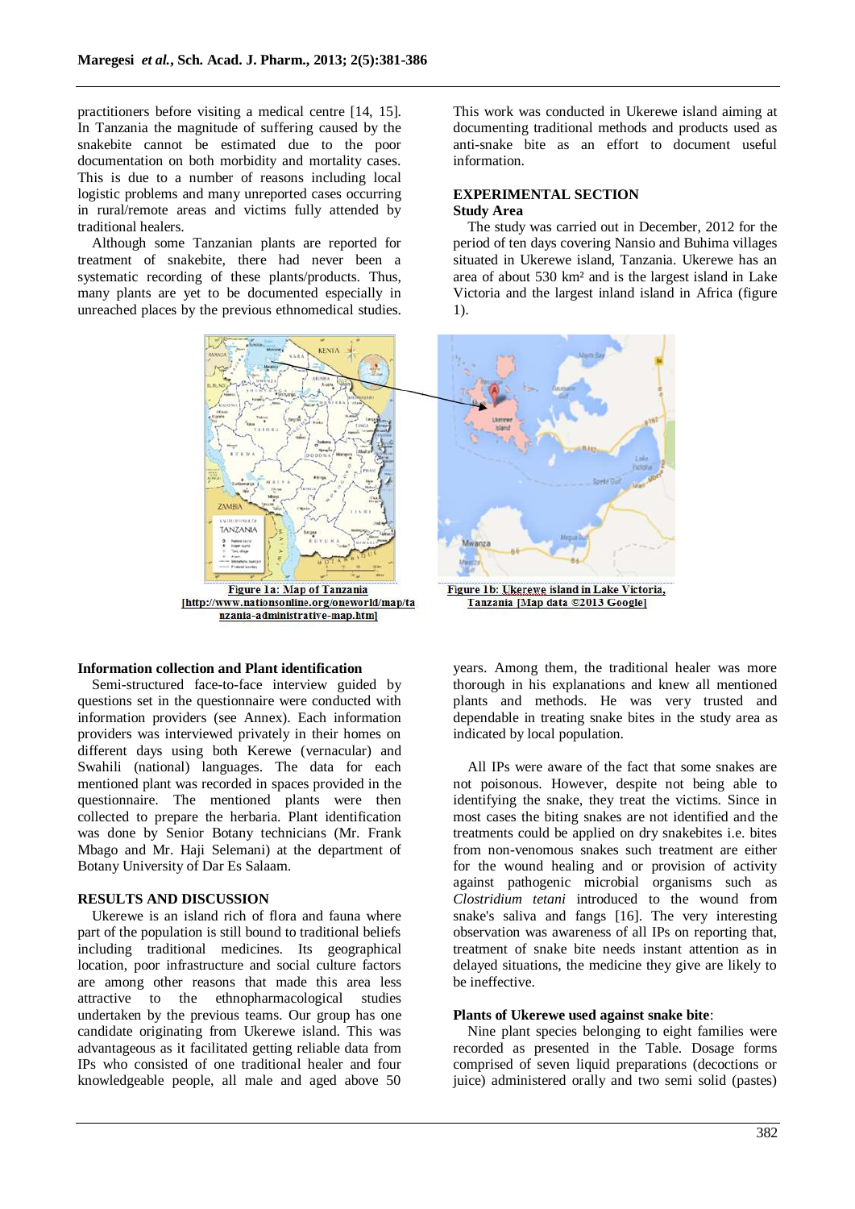practitioners before visiting a medical centre [14, 15]. In Tanzania the magnitude of suffering caused by the snakebite cannot be estimated due to the poor documentation on both morbidity and mortality cases. This is due to a number of reasons including local logistic problems and many unreported cases occurring in rural/remote areas and victims fully attended by traditional healers.

Although some Tanzanian plants are reported for treatment of snakebite, there had never been a systematic recording of these plants/products. Thus, many plants are yet to be documented especially in unreached places by the previous ethnomedical studies.

This work was conducted in Ukerewe island aiming at documenting traditional methods and products used as anti-snake bite as an effort to document useful information.

## EXPERIMENTAL SECTION

### Study Area

The study was carried out in December, 2012 for the period of ten days covering Nansio and Buhima villages situated in Ukerewe island, Tanzania. Ukerewe has an area of about 530 km² and is the largest island in Lake Victoria and the largest inland island in Africa (figure 1).

Figure 1a: Map of Tanzania [http://www.nationsonline.org/oneworld/map/tanzania-administrative-map.htm]

Figure 1b: Ukerewe island in Lake Victoria, Tanzania [Map data ©2013 Google]

### Information collection and Plant identification

Semi-structured face-to-face interview guided by questions set in the questionnaire were conducted with information providers (see Annex). Each information providers was interviewed privately in their homes on different days using both Kerewe (vernacular) and Swahili (national) languages. The data for each mentioned plant was recorded in spaces provided in the questionnaire. The mentioned plants were then collected to prepare the herbaria. Plant identification was done by Senior Botany technicians (Mr. Frank Mbago and Mr. Haji Selemani) at the department of Botany University of Dar Es Salaam.

## RESULTS AND DISCUSSION

Ukerewe is an island rich of flora and fauna where part of the population is still bound to traditional beliefs including traditional medicines. Its geographical location, poor infrastructure and social culture factors are among other reasons that made this area less attractive to the ethnopharmacological studies undertaken by the previous teams. Our group has one candidate originating from Ukerewe island. This was advantageous as it facilitated getting reliable data from IPs who consisted of one traditional healer and four knowledgeable people, all male and aged above 50 years. Among them, the traditional healer was more thorough in his explanations and knew all mentioned plants and methods. He was very trusted and dependable in treating snake bites in the study area as indicated by local population.

All IPs were aware of the fact that some snakes are not poisonous. However, despite not being able to identifying the snake, they treat the victims. Since in most cases the biting snakes are not identified and the treatments could be applied on dry snakebites i.e. bites from non-venomous snakes such treatment are either for the wound healing and or provision of activity against pathogenic microbial organisms such as *Clostridium tetani* introduced to the wound from snake's saliva and fangs [16]. The very interesting observation was awareness of all IPs on reporting that, treatment of snake bite needs instant attention as in delayed situations, the medicine they give are likely to be ineffective.

### Plants of Ukerewe used against snake bite:

Nine plant species belonging to eight families were recorded as presented in the Table. Dosage forms comprised of seven liquid preparations (decoctions or juice) administered orally and two semi solid (pastes)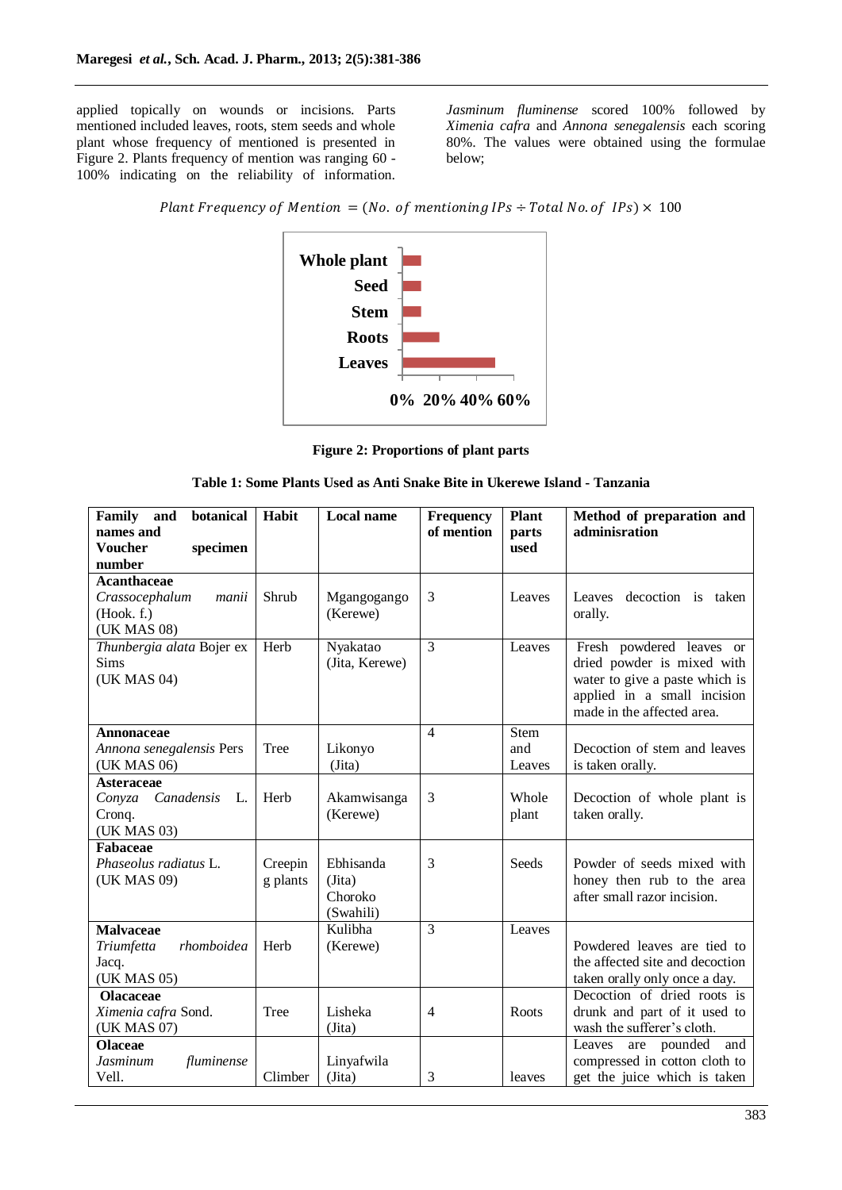applied topically on wounds or incisions. Parts mentioned included leaves, roots, stem seeds and whole plant whose frequency of mentioned is presented in Figure 2. Plants frequency of mention was ranging 60 - 100% indicating on the reliability of information. *Jasminum fluminense* scored 100% followed by *Ximenia cafra* and *Annona senegalensis* each scoring 80%. The values were obtained using the formulae below;

$$Plant\ Frequency\ of\ Mention\ = (No.\ of\ mentioning\ IPs \div Total\ No.\ of\ \ IPs) \times\ 100$$

**Figure 2: Proportions of plant parts**

**Table 1: Some Plants Used as Anti Snake Bite in Ukerewe Island - Tanzania**

| Family and botanical names and Voucher specimen number | Habit | Local name | Frequency of mention | Plant parts used | Method of preparation and adminisration |
|---|---|---|---|---|---|
| **Acanthaceae** *Crassocephalum manii* (Hook. f.) (UK MAS 08) | Shrub | Mgangogango (Kerewe) | 3 | Leaves | Leaves decoction is taken orally. |
| *Thunbergia alata* Bojer ex Sims (UK MAS 04) | Herb | Nyakatao (Jita, Kerewe) | 3 | Leaves | Fresh powdered leaves or dried powder is mixed with water to give a paste which is applied in a small incision made in the affected area. |
| **Annonaceae** *Annona senegalensis* Pers (UK MAS 06) | Tree | Likonyo (Jita) | 4 | Stem and Leaves | Decoction of stem and leaves is taken orally. |
| **Asteraceae** *Conyza Canadensis* L. Cronq. (UK MAS 03) | Herb | Akamwisanga (Kerewe) | 3 | Whole plant | Decoction of whole plant is taken orally. |
| **Fabaceae** *Phaseolus radiatus* L. (UK MAS 09) | Creeping plants | Ebhisanda (Jita) Choroko (Swahili) | 3 | Seeds | Powder of seeds mixed with honey then rub to the area after small razor incision. |
| **Malvaceae** *Triumfetta rhomboidea* Jacq. (UK MAS 05) | Herb | Kulibha (Kerewe) | 3 | Leaves | Powdered leaves are tied to the affected site and decoction taken orally only once a day. |
| **Olacaceae** *Ximenia cafra* Sond. (UK MAS 07) | Tree | Lisheka (Jita) | 4 | Roots | Decoction of dried roots is drunk and part of it used to wash the sufferer's cloth. |
| **Olaceae** *Jasminum fluminense* Vell. | Climber | Linyafwila (Jita) | 3 | leaves | Leaves are pounded and compressed in cotton cloth to get the juice which is taken |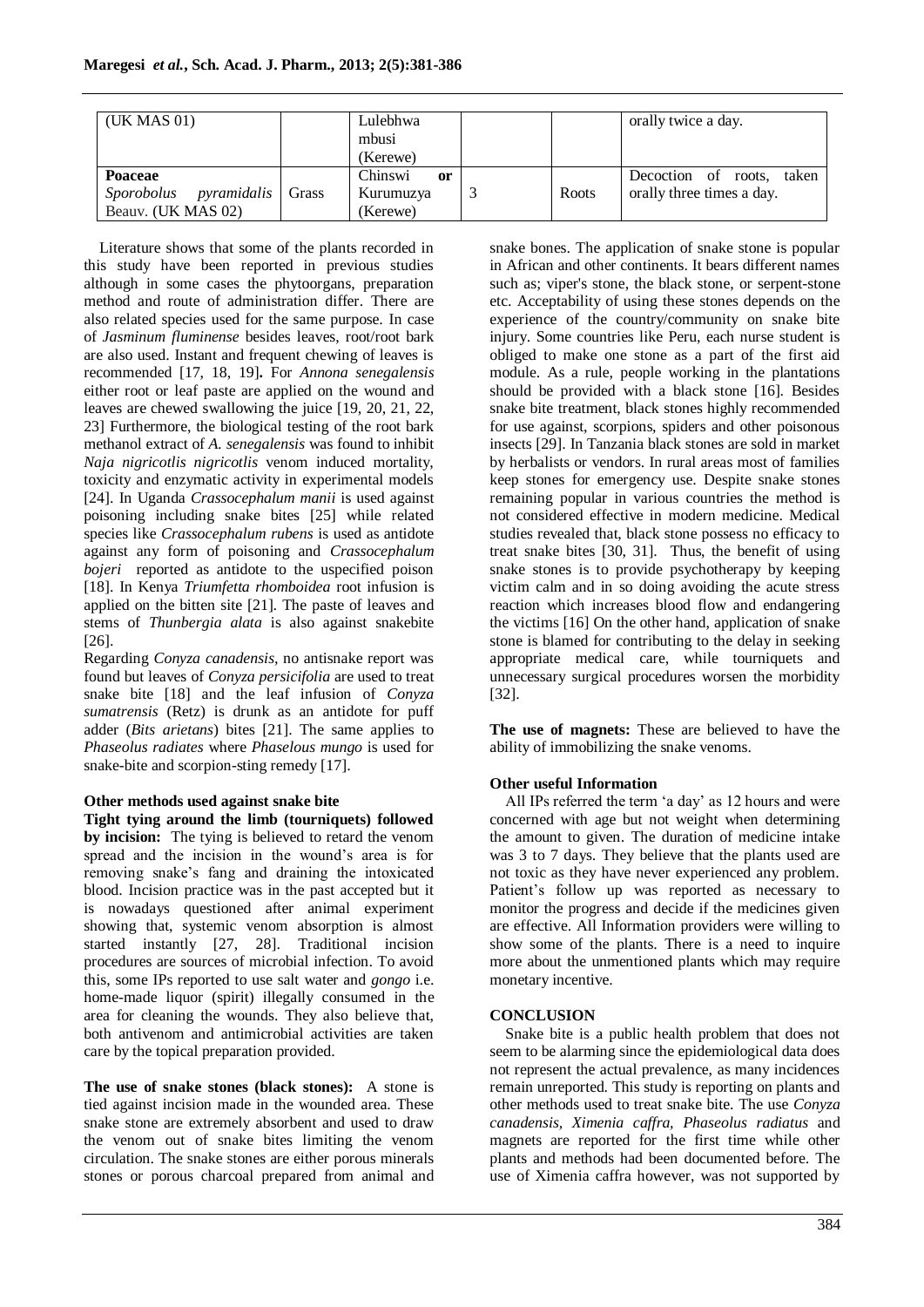| (UK MAS 01) | | Lulebhwa mbusi (Kerewe) | | | orally twice a day. |
|---|---|---|---|---|---|
| **Poaceae** *Sporobolus pyramidalis* Beauv. (UK MAS 02) | Grass | Chinswi **or** Kurumuzya (Kerewe) | 3 | Roots | Decoction of roots, taken orally three times a day. |

Literature shows that some of the plants recorded in this study have been reported in previous studies although in some cases the phytoorgans, preparation method and route of administration differ. There are also related species used for the same purpose. In case of *Jasminum fluminense* besides leaves, root/root bark are also used. Instant and frequent chewing of leaves is recommended [17, 18, 19]**.** For *Annona senegalensis* either root or leaf paste are applied on the wound and leaves are chewed swallowing the juice [19, 20, 21, 22, 23] Furthermore, the biological testing of the root bark methanol extract of *A. senegalensis* was found to inhibit *Naja nigricotlis nigricotlis* venom induced mortality, toxicity and enzymatic activity in experimental models [24]. In Uganda *Crassocephalum manii* is used against poisoning including snake bites [25] while related species like *Crassocephalum rubens* is used as antidote against any form of poisoning and *Crassocephalum bojeri* reported as antidote to the uspecified poison [18]. In Kenya *Triumfetta rhomboidea* root infusion is applied on the bitten site [21]. The paste of leaves and stems of *Thunbergia alata* is also against snakebite [26].

Regarding *Conyza canadensis*, no antisnake report was found but leaves of *Conyza persicifolia* are used to treat snake bite [18] and the leaf infusion of *Conyza sumatrensis* (Retz) is drunk as an antidote for puff adder (*Bits arietans*) bites [21]. The same applies to *Phaseolus radiates* where *Phaselous mungo* is used for snake-bite and scorpion-sting remedy [17].

**Other methods used against snake bite**

**Tight tying around the limb (tourniquets) followed by incision:** The tying is believed to retard the venom spread and the incision in the wound's area is for removing snake's fang and draining the intoxicated blood. Incision practice was in the past accepted but it is nowadays questioned after animal experiment showing that, systemic venom absorption is almost started instantly [27, 28]. Traditional incision procedures are sources of microbial infection. To avoid this, some IPs reported to use salt water and *gongo* i.e. home-made liquor (spirit) illegally consumed in the area for cleaning the wounds. They also believe that, both antivenom and antimicrobial activities are taken care by the topical preparation provided.

**The use of snake stones (black stones):** A stone is tied against incision made in the wounded area. These snake stone are extremely absorbent and used to draw the venom out of snake bites limiting the venom circulation. The snake stones are either porous minerals stones or porous charcoal prepared from animal and snake bones. The application of snake stone is popular in African and other continents. It bears different names such as; viper's stone, the black stone, or serpent-stone etc. Acceptability of using these stones depends on the experience of the country/community on snake bite injury. Some countries like Peru, each nurse student is obliged to make one stone as a part of the first aid module. As a rule, people working in the plantations should be provided with a black stone [16]. Besides snake bite treatment, black stones highly recommended for use against, scorpions, spiders and other poisonous insects [29]. In Tanzania black stones are sold in market by herbalists or vendors. In rural areas most of families keep stones for emergency use. Despite snake stones remaining popular in various countries the method is not considered effective in modern medicine. Medical studies revealed that, black stone possess no efficacy to treat snake bites [30, 31]. Thus, the benefit of using snake stones is to provide psychotherapy by keeping victim calm and in so doing avoiding the acute stress reaction which increases blood flow and endangering the victims [16] On the other hand, application of snake stone is blamed for contributing to the delay in seeking appropriate medical care, while tourniquets and unnecessary surgical procedures worsen the morbidity [32].

**The use of magnets:** These are believed to have the ability of immobilizing the snake venoms.

**Other useful Information**

All IPs referred the term 'a day' as 12 hours and were concerned with age but not weight when determining the amount to given. The duration of medicine intake was 3 to 7 days. They believe that the plants used are not toxic as they have never experienced any problem. Patient's follow up was reported as necessary to monitor the progress and decide if the medicines given are effective. All Information providers were willing to show some of the plants. There is a need to inquire more about the unmentioned plants which may require monetary incentive.

**CONCLUSION**

Snake bite is a public health problem that does not seem to be alarming since the epidemiological data does not represent the actual prevalence, as many incidences remain unreported. This study is reporting on plants and other methods used to treat snake bite. The use *Conyza canadensis*, *Ximenia caffra*, *Phaseolus radiatus* and magnets are reported for the first time while other plants and methods had been documented before. The use of Ximenia caffra however, was not supported by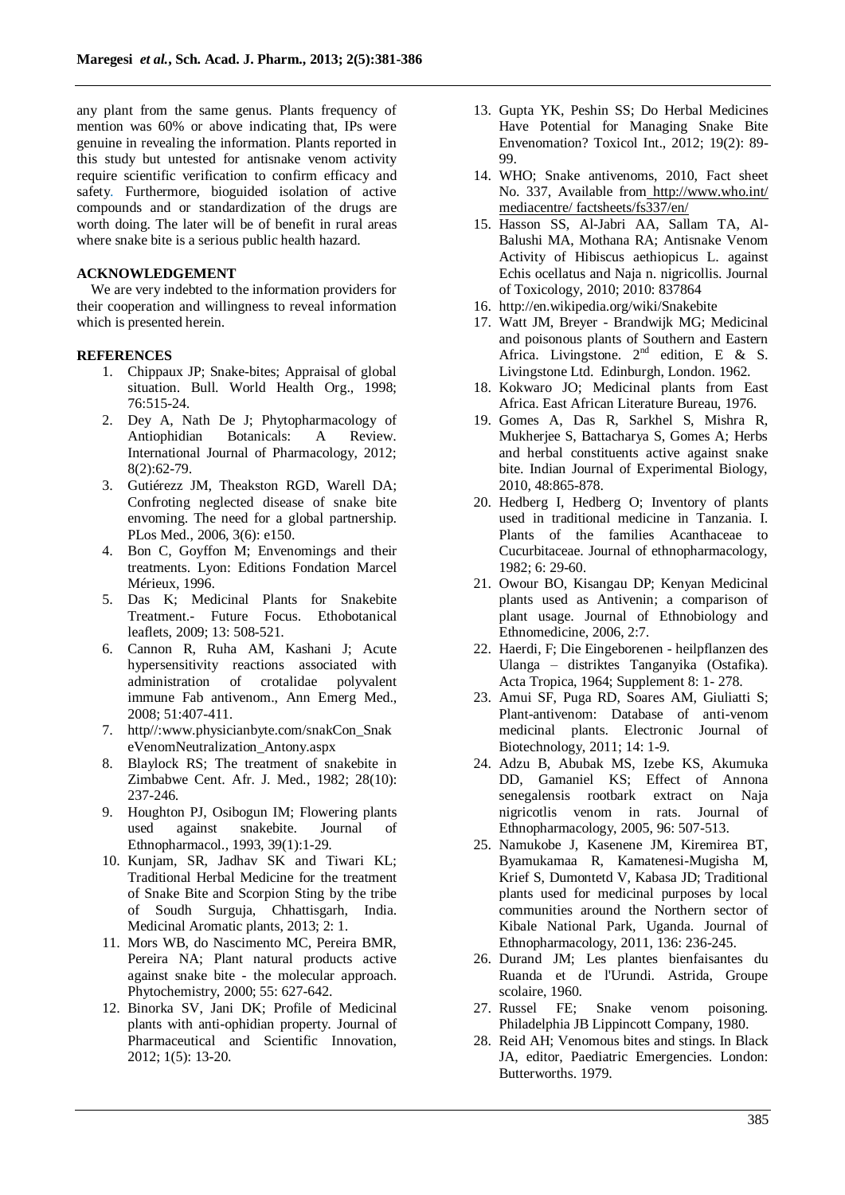any plant from the same genus. Plants frequency of mention was 60% or above indicating that, IPs were genuine in revealing the information. Plants reported in this study but untested for antisnake venom activity require scientific verification to confirm efficacy and safety. Furthermore, bioguided isolation of active compounds and or standardization of the drugs are worth doing. The later will be of benefit in rural areas where snake bite is a serious public health hazard.

## ACKNOWLEDGEMENT

We are very indebted to the information providers for their cooperation and willingness to reveal information which is presented herein.

## REFERENCES

1. Chippaux JP; Snake-bites; Appraisal of global situation. Bull. World Health Org., 1998; 76:515-24.
2. Dey A, Nath De J; Phytopharmacology of Antiophidian Botanicals: A Review. International Journal of Pharmacology, 2012; 8(2):62-79.
3. Gutiérezz JM, Theakston RGD, Warell DA; Confroting neglected disease of snake bite envoming. The need for a global partnership. PLos Med., 2006, 3(6): e150.
4. Bon C, Goyffon M; Envenomings and their treatments. Lyon: Editions Fondation Marcel Mérieux, 1996.
5. Das K; Medicinal Plants for Snakebite Treatment.- Future Focus. Ethobotanical leaflets, 2009; 13: 508-521.
6. Cannon R, Ruha AM, Kashani J; Acute hypersensitivity reactions associated with administration of crotalidae polyvalent immune Fab antivenom., Ann Emerg Med., 2008; 51:407-411.
7. http//:www.physicianbyte.com/snakCon_SnakeVenomNeutralization_Antony.aspx
8. Blaylock RS; The treatment of snakebite in Zimbabwe Cent. Afr. J. Med., 1982; 28(10): 237-246.
9. Houghton PJ, Osibogun IM; Flowering plants used against snakebite. Journal of Ethnopharmacol., 1993, 39(1):1-29.
10. Kunjam, SR, Jadhav SK and Tiwari KL; Traditional Herbal Medicine for the treatment of Snake Bite and Scorpion Sting by the tribe of Soudh Surguja, Chhattisgarh, India. Medicinal Aromatic plants, 2013; 2: 1.
11. Mors WB, do Nascimento MC, Pereira BMR, Pereira NA; Plant natural products active against snake bite - the molecular approach. Phytochemistry, 2000; 55: 627-642.
12. Binorka SV, Jani DK; Profile of Medicinal plants with anti-ophidian property. Journal of Pharmaceutical and Scientific Innovation, 2012; 1(5): 13-20.
13. Gupta YK, Peshin SS; Do Herbal Medicines Have Potential for Managing Snake Bite Envenomation? Toxicol Int., 2012; 19(2): 89-99.
14. WHO; Snake antivenoms, 2010, Fact sheet No. 337, Available from http://www.who.int/mediacentre/ factsheets/fs337/en/
15. Hasson SS, Al-Jabri AA, Sallam TA, Al-Balushi MA, Mothana RA; Antisnake Venom Activity of Hibiscus aethiopicus L. against Echis ocellatus and Naja n. nigricollis. Journal of Toxicology, 2010; 2010: 837864
16. http://en.wikipedia.org/wiki/Snakebite
17. Watt JM, Breyer - Brandwijk MG; Medicinal and poisonous plants of Southern and Eastern Africa. Livingstone. 2nd edition, E & S. Livingstone Ltd. Edinburgh, London. 1962.
18. Kokwaro JO; Medicinal plants from East Africa. East African Literature Bureau, 1976.
19. Gomes A, Das R, Sarkhel S, Mishra R, Mukherjee S, Battacharya S, Gomes A; Herbs and herbal constituents active against snake bite. Indian Journal of Experimental Biology, 2010, 48:865-878.
20. Hedberg I, Hedberg O; Inventory of plants used in traditional medicine in Tanzania. I. Plants of the families Acanthaceae to Cucurbitaceae. Journal of ethnopharmacology, 1982; 6: 29-60.
21. Owour BO, Kisangau DP; Kenyan Medicinal plants used as Antivenin; a comparison of plant usage. Journal of Ethnobiology and Ethnomedicine, 2006, 2:7.
22. Haerdi, F; Die Eingeborenen - heilpflanzen des Ulanga – distriktes Tanganyika (Ostafika). Acta Tropica, 1964; Supplement 8: 1- 278.
23. Amui SF, Puga RD, Soares AM, Giuliatti S; Plant-antivenom: Database of anti-venom medicinal plants. Electronic Journal of Biotechnology, 2011; 14: 1-9.
24. Adzu B, Abubak MS, Izebe KS, Akumuka DD, Gamaniel KS; Effect of Annona senegalensis rootbark extract on Naja nigricotlis venom in rats. Journal of Ethnopharmacology, 2005, 96: 507-513.
25. Namukobe J, Kasenene JM, Kiremirea BT, Byamukamaa R, Kamatenesi-Mugisha M, Krief S, Dumontetd V, Kabasa JD; Traditional plants used for medicinal purposes by local communities around the Northern sector of Kibale National Park, Uganda. Journal of Ethnopharmacology, 2011, 136: 236-245.
26. Durand JM; Les plantes bienfaisantes du Ruanda et de l'Urundi. Astrida, Groupe scolaire, 1960.
27. Russel FE; Snake venom poisoning. Philadelphia JB Lippincott Company, 1980.
28. Reid AH; Venomous bites and stings. In Black JA, editor, Paediatric Emergencies. London: Butterworths. 1979.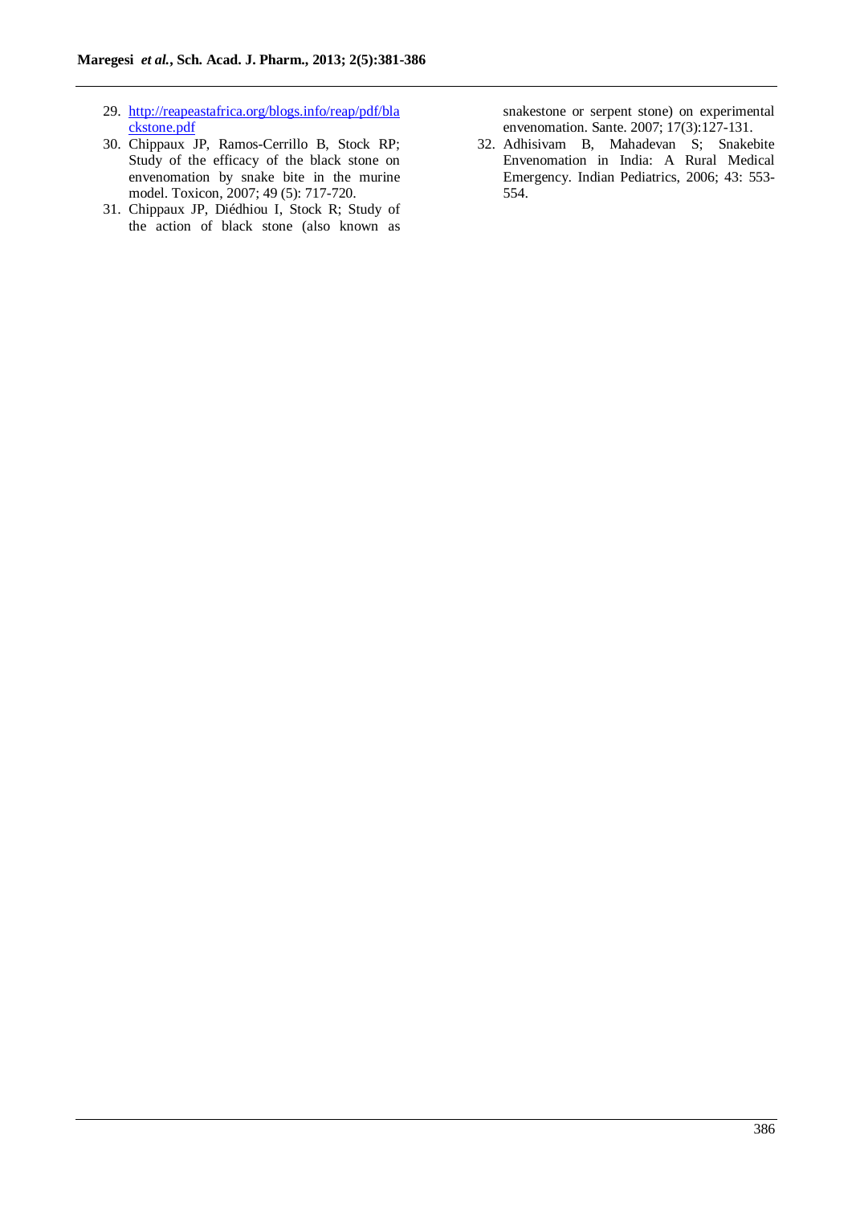29. http://reapeastafrica.org/blogs.info/reap/pdf/blackstone.pdf
30. Chippaux JP, Ramos-Cerrillo B, Stock RP; Study of the efficacy of the black stone on envenomation by snake bite in the murine model. Toxicon, 2007; 49 (5): 717-720.
31. Chippaux JP, Diédhiou I, Stock R; Study of the action of black stone (also known as snakestone or serpent stone) on experimental envenomation. Sante. 2007; 17(3):127-131.
32. Adhisivam B, Mahadevan S; Snakebite Envenomation in India: A Rural Medical Emergency. Indian Pediatrics, 2006; 43: 553-554.